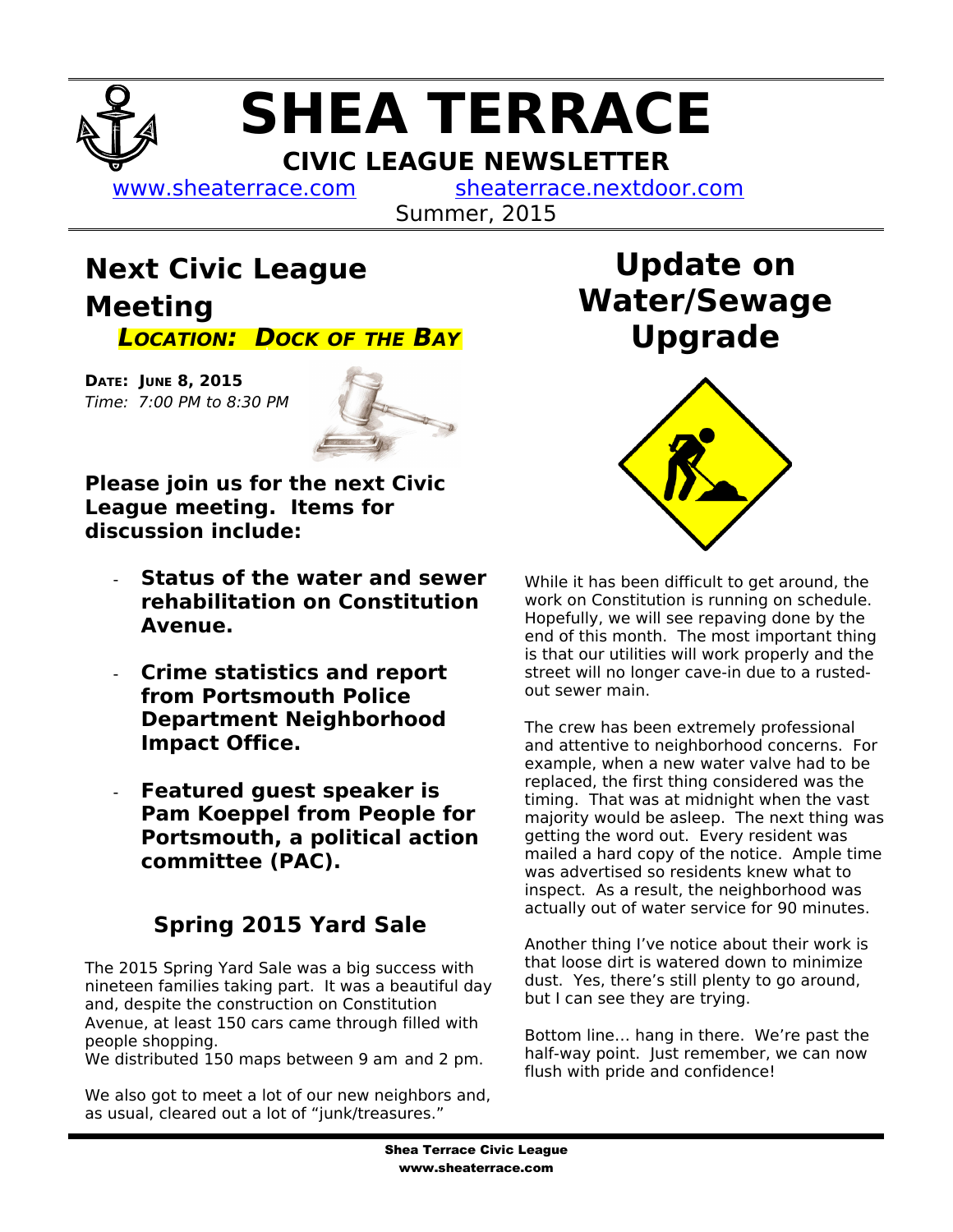# SHEA TERRACE

## CIVIC LEAGUE NEWSLETTER

www.sheaterrace.com sheaterrace.nextdoor.com

Summer, 2015

## Next Civic League Meeting

***LOCATION: DOCK OF THE BAY***

**DATE: JUNE 8, 2015**
*Time: 7:00 PM to 8:30 PM*

**Please join us for the next Civic League meeting. Items for discussion include:**

- **Status of the water and sewer rehabilitation on Constitution Avenue.**
- **Crime statistics and report from Portsmouth Police Department Neighborhood Impact Office.**
- **Featured guest speaker is Pam Koeppel from People for Portsmouth, a political action committee (PAC).**

## Spring 2015 Yard Sale

The 2015 Spring Yard Sale was a big success with nineteen families taking part. It was a beautiful day and, despite the construction on Constitution Avenue, at least 150 cars came through filled with people shopping.
We distributed 150 maps between 9 am and 2 pm.

We also got to meet a lot of our new neighbors and, as usual, cleared out a lot of "junk/treasures."

## Update on Water/Sewage Upgrade

While it has been difficult to get around, the work on Constitution is running on schedule. Hopefully, we will see repaving done by the end of this month. The most important thing is that our utilities will work properly and the street will no longer cave-in due to a rusted-out sewer main.

The crew has been extremely professional and attentive to neighborhood concerns. For example, when a new water valve had to be replaced, the first thing considered was the timing. That was at midnight when the vast majority would be asleep. The next thing was getting the word out. Every resident was mailed a hard copy of the notice. Ample time was advertised so residents knew what to inspect. As a result, the neighborhood was actually out of water service for 90 minutes.

Another thing I've notice about their work is that loose dirt is watered down to minimize dust. Yes, there's still plenty to go around, but I can see they are trying.

Bottom line… hang in there. We're past the half-way point. Just remember, we can now flush with pride and confidence!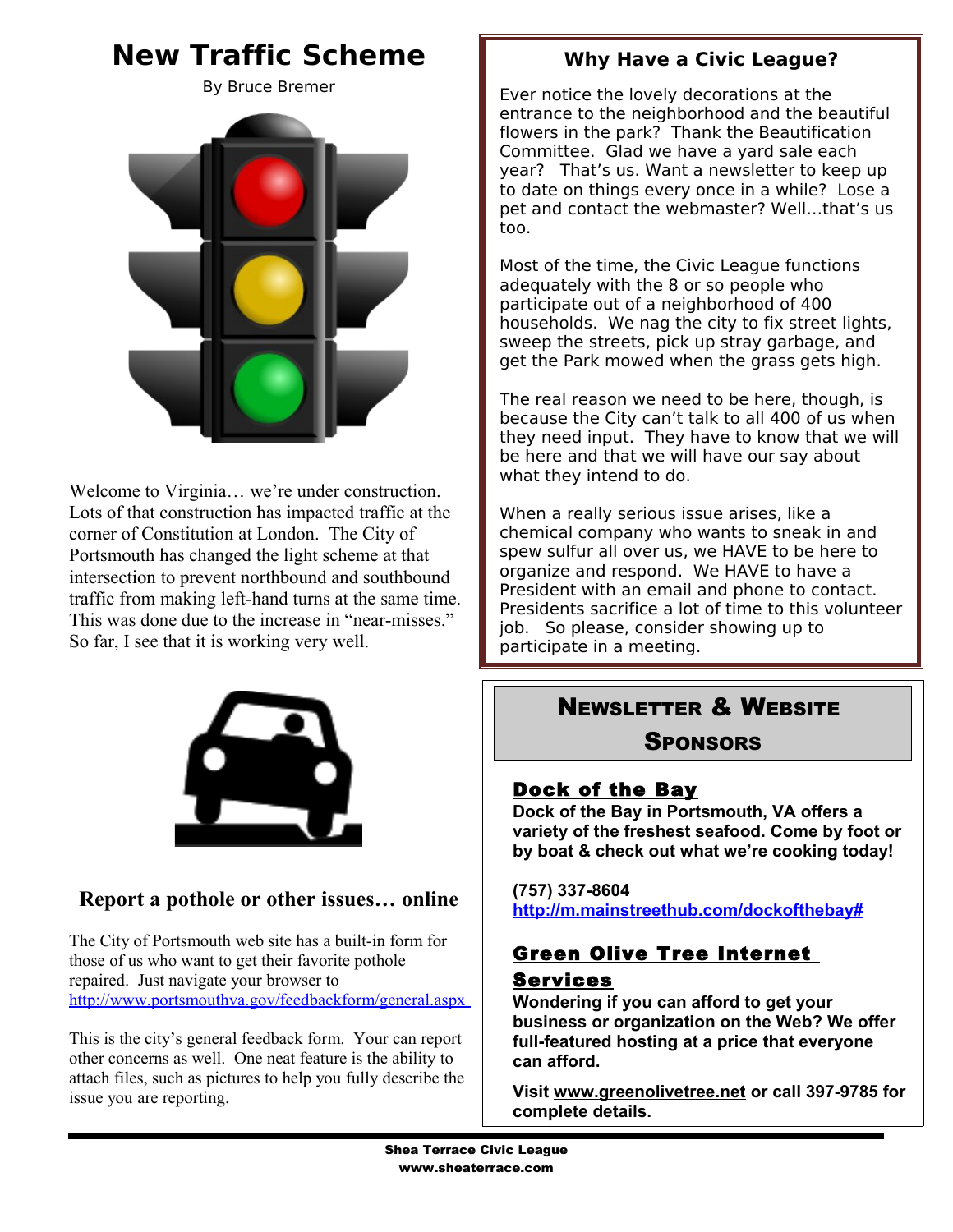# New Traffic Scheme

By Bruce Bremer

Welcome to Virginia… we're under construction. Lots of that construction has impacted traffic at the corner of Constitution at London. The City of Portsmouth has changed the light scheme at that intersection to prevent northbound and southbound traffic from making left-hand turns at the same time. This was done due to the increase in "near-misses." So far, I see that it is working very well.

## Report a pothole or other issues… online

The City of Portsmouth web site has a built-in form for those of us who want to get their favorite pothole repaired. Just navigate your browser to http://www.portsmouthva.gov/feedbackform/general.aspx

This is the city's general feedback form. Your can report other concerns as well. One neat feature is the ability to attach files, such as pictures to help you fully describe the issue you are reporting.

## Why Have a Civic League?

Ever notice the lovely decorations at the entrance to the neighborhood and the beautiful flowers in the park? Thank the Beautification Committee. Glad we have a yard sale each year? That's us. Want a newsletter to keep up to date on things every once in a while? Lose a pet and contact the webmaster? Well…that's us too.

Most of the time, the Civic League functions adequately with the 8 or so people who participate out of a neighborhood of 400 households. We nag the city to fix street lights, sweep the streets, pick up stray garbage, and get the Park mowed when the grass gets high.

The real reason we need to be here, though, is because the City can't talk to all 400 of us when they need input. They have to know that we will be here and that we will have our say about what they intend to do.

When a really serious issue arises, like a chemical company who wants to sneak in and spew sulfur all over us, we HAVE to be here to organize and respond. We HAVE to have a President with an email and phone to contact. Presidents sacrifice a lot of time to this volunteer job. So please, consider showing up to participate in a meeting.

## Newsletter & Website Sponsors

### Dock of the Bay

**Dock of the Bay in Portsmouth, VA offers a variety of the freshest seafood. Come by foot or by boat & check out what we're cooking today!**

**(757) 337-8604**
**http://m.mainstreethub.com/dockofthebay#**

### Green Olive Tree Internet Services

**Wondering if you can afford to get your business or organization on the Web? We offer full-featured hosting at a price that everyone can afford.**

**Visit www.greenolivetree.net or call 397-9785 for complete details.**

**Shea Terrace Civic League**
**www.sheaterrace.com**